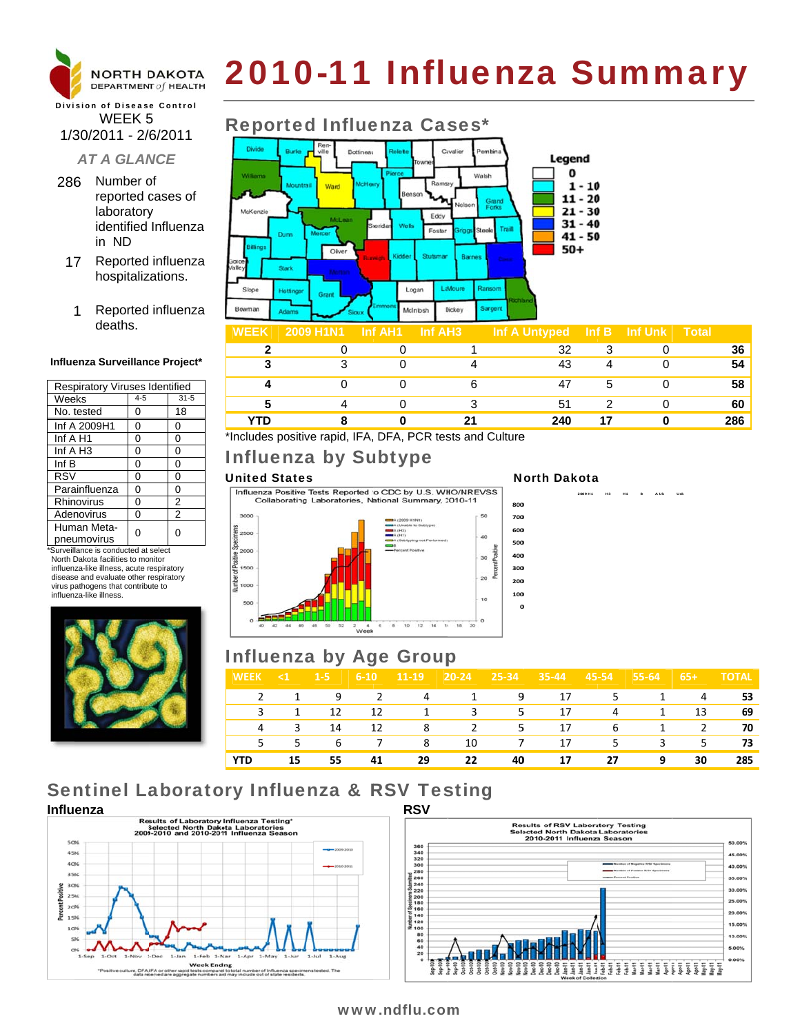# 2010-11 Influenza Summary

NORTH DAKOTA DEPARTMENT of HEALTH

Division of Disease Control

WEEK 5
1/30/2011 - 2/6/2011

*AT A GLANCE*

- 286 Number of reported cases of laboratory identified Influenza in ND
- 17 Reported influenza hospitalizations.
- 1 Reported influenza deaths.

**Influenza Surveillance Project***

| Respiratory Viruses Identified | | |
|---|---|---|
| Weeks | 4-5 | 31-5 |
| No. tested | 0 | 18 |
| Inf A 2009H1 | 0 | 0 |
| Inf A H1 | 0 | 0 |
| Inf A H3 | 0 | 0 |
| Inf B | 0 | 0 |
| RSV | 0 | 0 |
| Parainfluenza | 0 | 0 |
| Rhinovirus | 0 | 2 |
| Adenovirus | 0 | 2 |
| Human Meta-pneumovirus | 0 | 0 |

*Surveillance is conducted at select North Dakota facilities to monitor influenza-like illness, acute respiratory disease and evaluate other respiratory virus pathogens that contribute to influenza-like illness.

## Reported Influenza Cases*

Legend: 0; 1 - 10; 11 - 20; 21 - 30; 31 - 40; 41 - 50; 50+

| WEEK | 2009 H1N1 | Inf AH1 | Inf AH3 | Inf A Untyped | Inf B | Inf Unk | Total |
|---|---|---|---|---|---|---|---|
| 2 | 0 | 0 | 1 | 32 | 3 | 0 | 36 |
| 3 | 3 | 0 | 4 | 43 | 4 | 0 | 54 |
| 4 | 0 | 0 | 6 | 47 | 5 | 0 | 58 |
| 5 | 4 | 0 | 3 | 51 | 2 | 0 | 60 |
| YTD | 8 | 0 | 21 | 240 | 17 | 0 | 286 |

*Includes positive rapid, IFA, DFA, PCR tests and Culture

## Influenza by Subtype

### United States

Influenza Positive Tests Reported to CDC by U.S. WHO/NREVSS Collaborating Laboratories, National Summary, 2010-11

### North Dakota

## Influenza by Age Group

| WEEK | <1 | 1-5 | 6-10 | 11-19 | 20-24 | 25-34 | 35-44 | 45-54 | 55-64 | 65+ | TOTAL |
|---|---|---|---|---|---|---|---|---|---|---|---|
| 2 | 1 | 9 | 2 | 4 | 1 | 9 | 17 | 5 | 1 | 4 | 53 |
| 3 | 1 | 12 | 12 | 1 | 3 | 5 | 17 | 4 | 1 | 13 | 69 |
| 4 | 3 | 14 | 12 | 8 | 2 | 5 | 17 | 6 | 1 | 2 | 70 |
| 5 | 5 | 6 | 7 | 8 | 10 | 7 | 17 | 5 | 3 | 5 | 73 |
| YTD | 15 | 55 | 41 | 29 | 22 | 40 | 17 | 27 | 9 | 30 | 285 |

## Sentinel Laboratory Influenza & RSV Testing

### Influenza

Results of Laboratory Influenza Testing* Selected North Dakota Laboratories 2009-2010 and 2010-2011 Influenza Season

*Positive culture, DFA, IFA or other rapid tests compared to total number of influenza specimens tested. The data received are aggregate numbers and may include out of state residents.

### RSV

Results of RSV Laboratory Testing Selected North Dakota Laboratories 2010-2011 Influenza Season

www.ndflu.com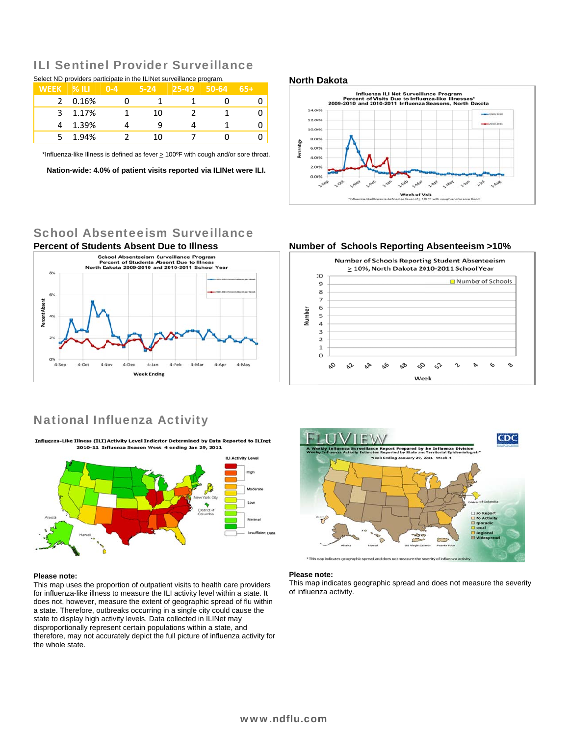## ILI Sentinel Provider Surveillance

Select ND providers participate in the ILINet surveillance program.

| WEEK | % ILI | 0-4 | 5-24 | 25-49 | 50-64 | 65+ |
|---|---|---|---|---|---|---|
| 2 | 0.16% | 0 | 1 | 1 | 0 | 0 |
| 3 | 1.17% | 1 | 10 | 2 | 1 | 0 |
| 4 | 1.39% | 4 | 9 | 4 | 1 | 0 |
| 5 | 1.94% | 2 | 10 | 7 | 0 | 0 |

*Influenza-like Illness is defined as fever ≥ 100ºF with cough and/or sore throat.

**Nation-wide: 4.0% of patient visits reported via ILINet were ILI.**

### North Dakota

Influenza ILI Net Surveillance Program
Percent of Visits Due to Influenza-like Illnesses*
2009-2010 and 2010-2011 Influenza Seasons, North Dakota

2009-2010
2010-2011

Percentage

14.00%
12.00%
10.00%
8.00%
6.00%
4.00%
2.00%
0.00%

1-Sep 1-Oct 1-Nov 1-Dec 1-Jan 1-Feb 1-Mar 1-Apr 1-May 1-Jun 1-Jul 1-Aug

Week of Visit

*Influenza-like illness is defined as fever of ≥ 100 ºF with cough and/or sore throat

## School Absenteeism Surveillance

### Percent of Students Absent Due to Illness

School Absenteeism Surveillance Program
Percent of Students Absent Due to Illness
North Dakota 2009-2010 and 2010-2011 School Year

2009-2010 Percent Absent per Week
2010-2011 Percent Absent per Week

Percent Absent

8%
6%
4%
2%
0%

4-Sep 4-Oct 4-Nov 4-Dec 4-Jan 4-Feb 4-Mar 4-Apr 4-May

Week Ending

### Number of Schools Reporting Absenteeism >10%

Number of Schools Reporting Student Absenteeism
≥ 10%, North Dakota 2010-2011 School Year

Number of Schools

Number

10
9
8
7
6
5
4
3
2
1
0

40 42 44 46 48 50 52 2 4 6 8

Week

## National Influenza Activity

Influenza-Like Illness (ILI) Activity Level Indicator Determined by Data Reported to ILINet
2010-11 Influenza Season Week 4 ending Jan 29, 2011

ILI Activity Level

High

Moderate

Low

Minimal

Insufficient Data

New York City

District of Columbia

Alaska

Hawaii

FLUVIEW

CDC

A Weekly Influenza Surveillance Report Prepared by the Influenza Division
Weekly Influenza Activity Estimates Reported by State and Territorial Epidemiologists*
Week Ending January 29, 2011- Week 4

District of Columbia

No Report
No Activity
Sporadic
Local
Regional
Widespread

Guam

Alaska

Hawaii

US Virgin Islands

Puerto Rico

*This map indicates geographic spread and does not measure the severity of influenza activity.

**Please note:**
This map uses the proportion of outpatient visits to health care providers for influenza-like illness to measure the ILI activity level within a state. It does not, however, measure the extent of geographic spread of flu within a state. Therefore, outbreaks occurring in a single city could cause the state to display high activity levels. Data collected in ILINet may disproportionally represent certain populations within a state, and therefore, may not accurately depict the full picture of influenza activity for the whole state.

**Please note:**
This map indicates geographic spread and does not measure the severity of influenza activity.

www.ndflu.com